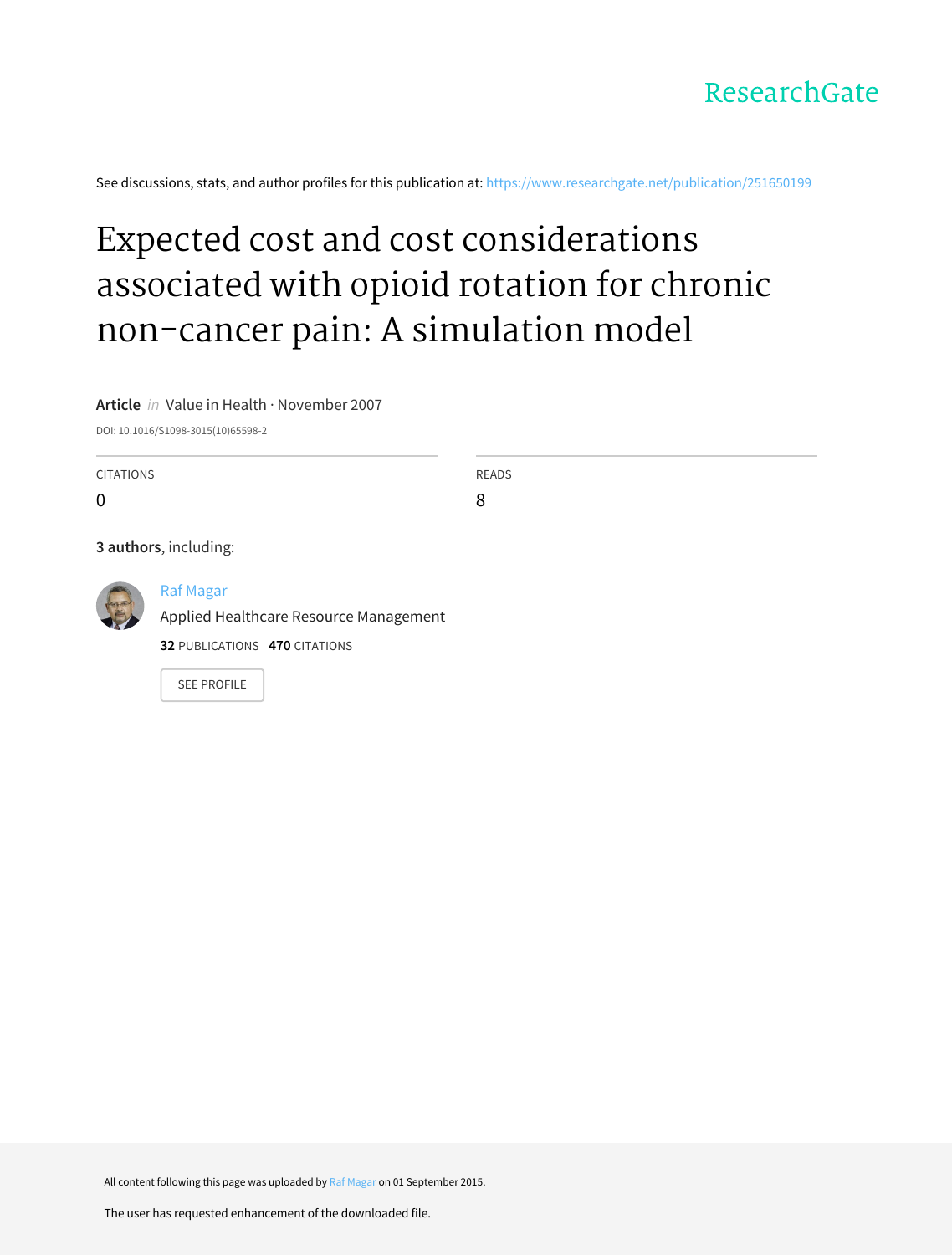ResearchGate

See discussions, stats, and author profiles for this publication at: https://www.researchgate.net/publication/251650199

# Expected cost and cost considerations associated with opioid rotation for chronic non-cancer pain: A simulation model

**Article** *in* Value in Health · November 2007

DOI: 10.1016/S1098-3015(10)65598-2

| CITATIONS | READS |
| --- | --- |
| 0 | 8 |

**3 authors**, including:

Raf Magar
Applied Healthcare Resource Management
**32** PUBLICATIONS **470** CITATIONS

SEE PROFILE

All content following this page was uploaded by Raf Magar on 01 September 2015.

The user has requested enhancement of the downloaded file.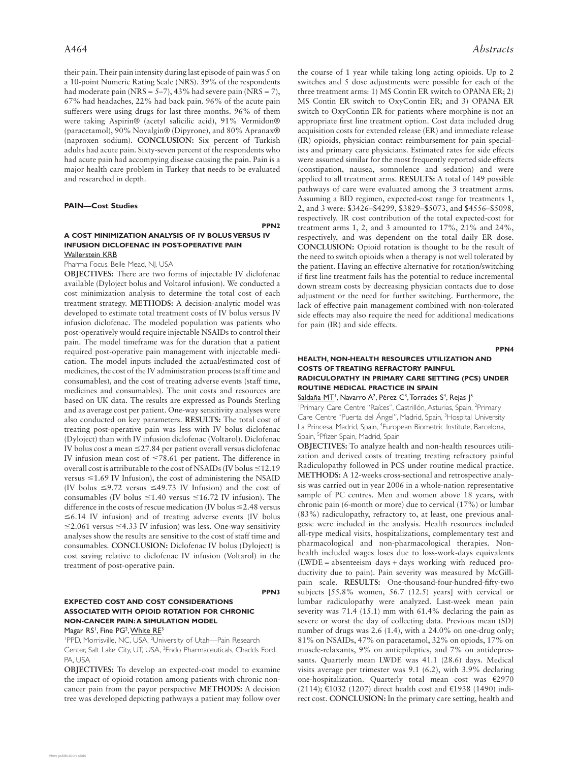their pain. Their pain intensity during last episode of pain was 5 on a 10-point Numeric Rating Scale (NRS). 39% of the respondents had moderate pain (NRS = 5–7), 43% had severe pain (NRS = 7), 67% had headaches, 22% had back pain. 96% of the acute pain sufferers were using drugs for last three months. 96% of them were taking Aspirin® (acetyl salicilic acid), 91% Vermidon® (paracetamol), 90% Novalgin® (Dipyrone), and 80% Apranax® (naproxen sodium). **CONCLUSION:** Six percent of Turkish adults had acute pain. Sixty-seven percent of the respondents who had acute pain had accompying disease causing the pain. Pain is a major health care problem in Turkey that needs to be evaluated and researched in depth.

## PAIN—Cost Studies

PPN2

### A COST MINIMIZATION ANALYSIS OF IV BOLUS VERSUS IV INFUSION DICLOFENAC IN POST-OPERATIVE PAIN

Wallerstein KRB

Pharma Focus, Belle Mead, NJ, USA

**OBJECTIVES:** There are two forms of injectable IV diclofenac available (Dyloject bolus and Voltarol infusion). We conducted a cost minimization analysis to determine the total cost of each treatment strategy. **METHODS:** A decision-analytic model was developed to estimate total treatment costs of IV bolus versus IV infusion diclofenac. The modeled population was patients who post-operatively would require injectable NSAIDs to control their pain. The model timeframe was for the duration that a patient required post-operative pain management with injectable medication. The model inputs included the actual/estimated cost of medicines, the cost of the IV administration process (staff time and consumables), and the cost of treating adverse events (staff time, medicines and consumables). The unit costs and resources are based on UK data. The results are expressed as Pounds Sterling and as average cost per patient. One-way sensitivity analyses were also conducted on key parameters. **RESULTS:** The total cost of treating post-operative pain was less with IV bolus diclofenac (Dyloject) than with IV infusion diclofenac (Voltarol). Diclofenac IV bolus cost a mean ≤27.84 per patient overall versus diclofenac IV infusion mean cost of ≤78.61 per patient. The difference in overall cost is attributable to the cost of NSAIDs (IV bolus ≤12.19 versus ≤1.69 IV Infusion), the cost of administering the NSAID (IV bolus ≤9.72 versus ≤49.73 IV Infusion) and the cost of consumables (IV bolus ≤1.40 versus ≤16.72 IV infusion). The difference in the costs of rescue medication (IV bolus ≤2.48 versus ≤6.14 IV infusion) and of treating adverse events (IV bolus ≤2.061 versus ≤4.33 IV infusion) was less. One-way sensitivity analyses show the results are sensitive to the cost of staff time and consumables. **CONCLUSION:** Diclofenac IV bolus (Dyloject) is cost saving relative to diclofenac IV infusion (Voltarol) in the treatment of post-operative pain.

PPN3

### EXPECTED COST AND COST CONSIDERATIONS ASSOCIATED WITH OPIOID ROTATION FOR CHRONIC NON-CANCER PAIN: A SIMULATION MODEL

Magar RS[1], Fine PG[2], White RE[3]

[1]PPD, Morrisville, NC, USA, [2]University of Utah—Pain Research Center, Salt Lake City, UT, USA, [3]Endo Pharmaceuticals, Chadds Ford, PA, USA

**OBJECTIVES:** To develop an expected-cost model to examine the impact of opioid rotation among patients with chronic non-cancer pain from the payor perspective **METHODS:** A decision tree was developed depicting pathways a patient may follow over the course of 1 year while taking long acting opioids. Up to 2 switches and 5 dose adjustments were possible for each of the three treatment arms: 1) MS Contin ER switch to OPANA ER; 2) MS Contin ER switch to OxyContin ER; and 3) OPANA ER switch to OxyContin ER for patients where morphine is not an appropriate first line treatment option. Cost data included drug acquisition costs for extended release (ER) and immediate release (IR) opioids, physician contact reimbursement for pain specialists and primary care physicians. Estimated rates for side effects were assumed similar for the most frequently reported side effects (constipation, nausea, somnolence and sedation) and were applied to all treatment arms. **RESULTS:** A total of 149 possible pathways of care were evaluated among the 3 treatment arms. Assuming a BID regimen, expected-cost range for treatments 1, 2, and 3 were: $3426–$4299, $3829–$5073, and $4556–$5098, respectively. IR cost contribution of the total expected-cost for treatment arms 1, 2, and 3 amounted to 17%, 21% and 24%, respectively, and was dependent on the total daily ER dose. **CONCLUSION:** Opioid rotation is thought to be the result of the need to switch opioids when a therapy is not well tolerated by the patient. Having an effective alternative for rotation/switching if first line treatment fails has the potential to reduce incremental down stream costs by decreasing physician contacts due to dose adjustment or the need for further switching. Furthermore, the lack of effective pain management combined with non-tolerated side effects may also require the need for additional medications for pain (IR) and side effects.

PPN4

### HEALTH, NON-HEALTH RESOURCES UTILIZATION AND COSTS OF TREATING REFRACTORY PAINFUL RADICULOPATHY IN PRIMARY CARE SETTING (PCS) UNDER ROUTINE MEDICAL PRACTICE IN SPAIN

Saldaña MT[1], Navarro A[2], Pérez C[3], Torrades S[4], Rejas J[5]

[1]Primary Care Centre "Raíces", Castrillón, Asturias, Spain, [2]Primary Care Centre "Puerta del Ángel", Madrid, Spain, [3]Hospital University La Princesa, Madrid, Spain, [4]European Biometric Institute, Barcelona, Spain, [5]Pfizer Spain, Madrid, Spain

**OBJECTIVES:** To analyze health and non-health resources utilization and derived costs of treating treating refractory painful Radiculopathy followed in PCS under routine medical practice. **METHODS:** A 12-weeks cross-sectional and retrospective analysis was carried out in year 2006 in a whole-nation representative sample of PC centres. Men and women above 18 years, with chronic pain (6-month or more) due to cervical (17%) or lumbar (83%) radiculopathy, refractory to, at least, one previous analgesic were included in the analysis. Health resources included all-type medical visits, hospitalizations, complementary test and pharmacological and non-pharmacological therapies. Non-health included wages loses due to loss-work-days equivalents (LWDE = absenteeism days + days working with reduced productivity due to pain). Pain severity was measured by McGill-pain scale. **RESULTS:** One-thousand-four-hundred-fifty-two subjects [55.8% women, 56.7 (12.5) years] with cervical or lumbar radiculopathy were analyzed. Last-week mean pain severity was 71.4 (15.1) mm with 61.4% declaring the pain as severe or worst the day of collecting data. Previous mean (SD) number of drugs was 2.6 (1.4), with a 24.0% on one-drug only; 81% on NSAIDs, 47% on paracetamol, 32% on opiods, 17% on muscle-relaxants, 9% on antiepileptics, and 7% on antidepressants. Quarterly mean LWDE was 41.1 (28.6) days. Medical visits average per trimester was 9.1 (6.2), with 3.9% declaring one-hospitalization. Quarterly total mean cost was €2970 (2114); €1032 (1207) direct health cost and €1938 (1490) indirect cost. **CONCLUSION:** In the primary care setting, health and